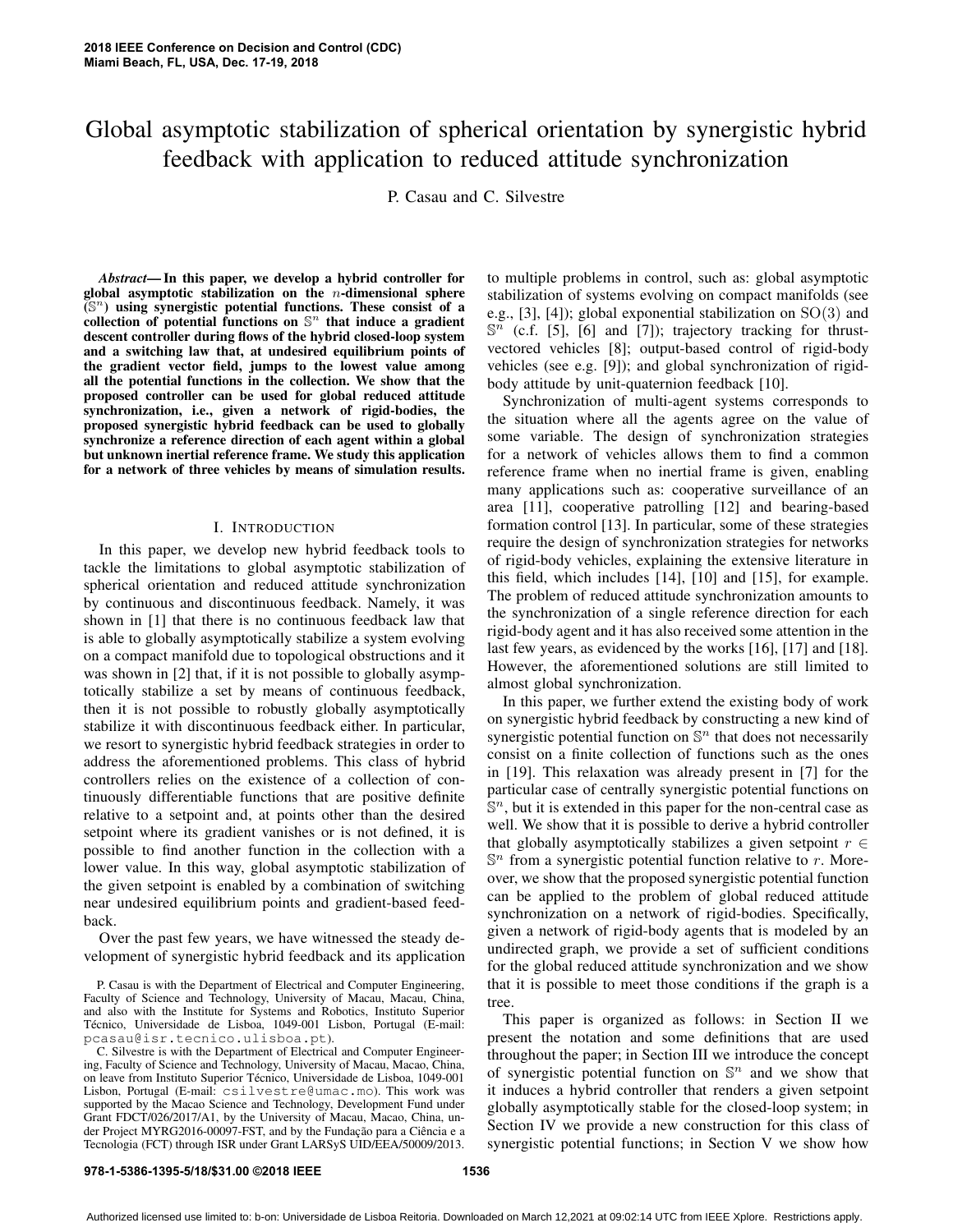# Global asymptotic stabilization of spherical orientation by synergistic hybrid feedback with application to reduced attitude synchronization

P. Casau and C. Silvestre

***Abstract*— In this paper, we develop a hybrid controller for global asymptotic stabilization on the $n$-dimensional sphere ($\mathbb{S}^n$) using synergistic potential functions. These consist of a collection of potential functions on $\mathbb{S}^n$ that induce a gradient descent controller during flows of the hybrid closed-loop system and a switching law that, at undesired equilibrium points of the gradient vector field, jumps to the lowest value among all the potential functions in the collection. We show that the proposed controller can be used for global reduced attitude synchronization, i.e., given a network of rigid-bodies, the proposed synergistic hybrid feedback can be used to globally synchronize a reference direction of each agent within a global but unknown inertial reference frame. We study this application for a network of three vehicles by means of simulation results.**

## I. Introduction

In this paper, we develop new hybrid feedback tools to tackle the limitations to global asymptotic stabilization of spherical orientation and reduced attitude synchronization by continuous and discontinuous feedback. Namely, it was shown in [1] that there is no continuous feedback law that is able to globally asymptotically stabilize a system evolving on a compact manifold due to topological obstructions and it was shown in [2] that, if it is not possible to globally asymptotically stabilize a set by means of continuous feedback, then it is not possible to robustly globally asymptotically stabilize it with discontinuous feedback either. In particular, we resort to synergistic hybrid feedback strategies in order to address the aforementioned problems. This class of hybrid controllers relies on the existence of a collection of continuously differentiable functions that are positive definite relative to a setpoint and, at points other than the desired setpoint where its gradient vanishes or is not defined, it is possible to find another function in the collection with a lower value. In this way, global asymptotic stabilization of the given setpoint is enabled by a combination of switching near undesired equilibrium points and gradient-based feedback.

Over the past few years, we have witnessed the steady development of synergistic hybrid feedback and its application to multiple problems in control, such as: global asymptotic stabilization of systems evolving on compact manifolds (see e.g., [3], [4]); global exponential stabilization on $\mathrm{SO}(3)$ and $\mathbb{S}^n$ (c.f. [5], [6] and [7]); trajectory tracking for thrust-vectored vehicles [8]; output-based control of rigid-body vehicles (see e.g. [9]); and global synchronization of rigid-body attitude by unit-quaternion feedback [10].

Synchronization of multi-agent systems corresponds to the situation where all the agents agree on the value of some variable. The design of synchronization strategies for a network of vehicles allows them to find a common reference frame when no inertial frame is given, enabling many applications such as: cooperative surveillance of an area [11], cooperative patrolling [12] and bearing-based formation control [13]. In particular, some of these strategies require the design of synchronization strategies for networks of rigid-body vehicles, explaining the extensive literature in this field, which includes [14], [10] and [15], for example. The problem of reduced attitude synchronization amounts to the synchronization of a single reference direction for each rigid-body agent and it has also received some attention in the last few years, as evidenced by the works [16], [17] and [18]. However, the aforementioned solutions are still limited to almost global synchronization.

In this paper, we further extend the existing body of work on synergistic hybrid feedback by constructing a new kind of synergistic potential function on $\mathbb{S}^n$ that does not necessarily consist on a finite collection of functions such as the ones in [19]. This relaxation was already present in [7] for the particular case of centrally synergistic potential functions on $\mathbb{S}^n$, but it is extended in this paper for the non-central case as well. We show that it is possible to derive a hybrid controller that globally asymptotically stabilizes a given setpoint $r \in \mathbb{S}^n$ from a synergistic potential function relative to $r$. Moreover, we show that the proposed synergistic potential function can be applied to the problem of global reduced attitude synchronization on a network of rigid-bodies. Specifically, given a network of rigid-body agents that is modeled by an undirected graph, we provide a set of sufficient conditions for the global reduced attitude synchronization and we show that it is possible to meet those conditions if the graph is a tree.

This paper is organized as follows: in Section II we present the notation and some definitions that are used throughout the paper; in Section III we introduce the concept of synergistic potential function on $\mathbb{S}^n$ and we show that it induces a hybrid controller that renders a given setpoint globally asymptotically stable for the closed-loop system; in Section IV we provide a new construction for this class of synergistic potential functions; in Section V we show how

P. Casau is with the Department of Electrical and Computer Engineering, Faculty of Science and Technology, University of Macau, Macau, China, and also with the Institute for Systems and Robotics, Instituto Superior Técnico, Universidade de Lisboa, 1049-001 Lisbon, Portugal (E-mail: pcasau@isr.tecnico.ulisboa.pt).

C. Silvestre is with the Department of Electrical and Computer Engineering, Faculty of Science and Technology, University of Macau, Macau, China, on leave from Instituto Superior Técnico, Universidade de Lisboa, 1049-001 Lisbon, Portugal (E-mail: csilvestre@umac.mo). This work was supported by the Macao Science and Technology, Development Fund under Grant FDCT/026/2017/A1, by the University of Macau, Macao, China, under Project MYRG2016-00097-FST, and by the Fundação para a Ciência e a Tecnologia (FCT) through ISR under Grant LARSyS UID/EEA/50009/2013.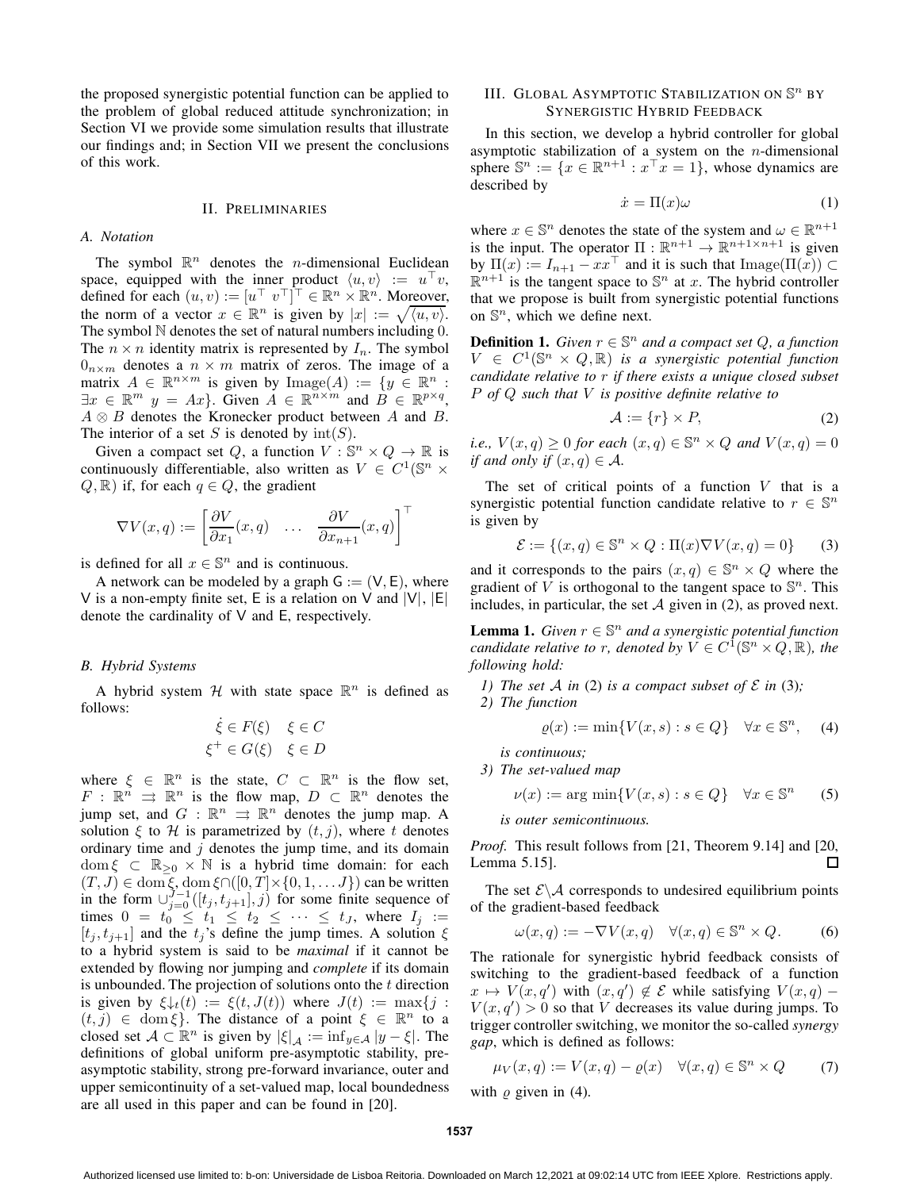the proposed synergistic potential function can be applied to the problem of global reduced attitude synchronization; in Section VI we provide some simulation results that illustrate our findings and; in Section VII we present the conclusions of this work.

## II. Preliminaries

### A. Notation

The symbol $\mathbb{R}^n$ denotes the $n$-dimensional Euclidean space, equipped with the inner product $\langle u, v\rangle := u^\top v$, defined for each $(u, v) := [u^\top \; v^\top]^\top \in \mathbb{R}^n \times \mathbb{R}^n$. Moreover, the norm of a vector $x \in \mathbb{R}^n$ is given by $|x| := \sqrt{\langle u, v\rangle}$. The symbol $\mathbb{N}$ denotes the set of natural numbers including 0. The $n \times n$ identity matrix is represented by $I_n$. The symbol $0_{n\times m}$ denotes a $n \times m$ matrix of zeros. The image of a matrix $A \in \mathbb{R}^{n\times m}$ is given by $\operatorname{Image}(A) := \{y \in \mathbb{R}^n : \exists x \in \mathbb{R}^m \; y = Ax\}$. Given $A \in \mathbb{R}^{n\times m}$ and $B \in \mathbb{R}^{p\times q}$, $A \otimes B$ denotes the Kronecker product between $A$ and $B$. The interior of a set $S$ is denoted by $\operatorname{int}(S)$.

Given a compact set $Q$, a function $V : \mathbb{S}^n \times Q \to \mathbb{R}$ is continuously differentiable, also written as $V \in C^1(\mathbb{S}^n \times Q, \mathbb{R})$ if, for each $q \in Q$, the gradient

$$\nabla V(x, q) := \left[\frac{\partial V}{\partial x_1}(x, q) \quad \dots \quad \frac{\partial V}{\partial x_{n+1}}(x, q)\right]^\top$$

is defined for all $x \in \mathbb{S}^n$ and is continuous.

A network can be modeled by a graph $\mathsf{G} := (\mathsf{V}, \mathsf{E})$, where $\mathsf{V}$ is a non-empty finite set, $\mathsf{E}$ is a relation on $\mathsf{V}$ and $|\mathsf{V}|$, $|\mathsf{E}|$ denote the cardinality of $\mathsf{V}$ and $\mathsf{E}$, respectively.

### B. Hybrid Systems

A hybrid system $\mathcal{H}$ with state space $\mathbb{R}^n$ is defined as follows:

$$\begin{aligned} \dot{\xi} &\in F(\xi) \quad \xi \in C \\ \xi^+ &\in G(\xi) \quad \xi \in D \end{aligned}$$

where $\xi \in \mathbb{R}^n$ is the state, $C \subset \mathbb{R}^n$ is the flow set, $F : \mathbb{R}^n \rightrightarrows \mathbb{R}^n$ is the flow map, $D \subset \mathbb{R}^n$ denotes the jump set, and $G : \mathbb{R}^n \rightrightarrows \mathbb{R}^n$ denotes the jump map. A solution $\xi$ to $\mathcal{H}$ is parametrized by $(t, j)$, where $t$ denotes ordinary time and $j$ denotes the jump time, and its domain $\operatorname{dom}\xi \subset \mathbb{R}_{\geq 0} \times \mathbb{N}$ is a hybrid time domain: for each $(T, J) \in \operatorname{dom}\xi$, $\operatorname{dom}\xi \cap ([0, T] \times \{0, 1, \dots J\})$ can be written in the form $\cup_{j=0}^{J-1}([t_j, t_{j+1}], j)$ for some finite sequence of times $0 = t_0 \leq t_1 \leq t_2 \leq \dots \leq t_J$, where $I_j := [t_j, t_{j+1}]$ and the $t_j$'s define the jump times. A solution $\xi$ to a hybrid system is said to be *maximal* if it cannot be extended by flowing nor jumping and *complete* if its domain is unbounded. The projection of solutions onto the $t$ direction is given by $\xi{\downarrow_t}(t) := \xi(t, J(t))$ where $J(t) := \max\{j : (t, j) \in \operatorname{dom}\xi\}$. The distance of a point $\xi \in \mathbb{R}^n$ to a closed set $\mathcal{A} \subset \mathbb{R}^n$ is given by $|\xi|_{\mathcal{A}} := \inf_{y\in\mathcal{A}} |y - \xi|$. The definitions of global uniform pre-asymptotic stability, pre-asymptotic stability, strong pre-forward invariance, outer and upper semicontinuity of a set-valued map, local boundedness are all used in this paper and can be found in [20].

## III. Global Asymptotic Stabilization on $\mathbb{S}^n$ by Synergistic Hybrid Feedback

In this section, we develop a hybrid controller for global asymptotic stabilization of a system on the $n$-dimensional sphere $\mathbb{S}^n := \{x \in \mathbb{R}^{n+1} : x^\top x = 1\}$, whose dynamics are described by

$$\dot{x} = \Pi(x)\omega \tag{1}$$

where $x \in \mathbb{S}^n$ denotes the state of the system and $\omega \in \mathbb{R}^{n+1}$ is the input. The operator $\Pi : \mathbb{R}^{n+1} \to \mathbb{R}^{n+1\times n+1}$ is given by $\Pi(x) := I_{n+1} - xx^\top$ and it is such that $\operatorname{Image}(\Pi(x)) \subset \mathbb{R}^{n+1}$ is the tangent space to $\mathbb{S}^n$ at $x$. The hybrid controller that we propose is built from synergistic potential functions on $\mathbb{S}^n$, which we define next.

**Definition 1.** *Given $r \in \mathbb{S}^n$ and a compact set $Q$, a function $V \in C^1(\mathbb{S}^n \times Q, \mathbb{R})$ is a synergistic potential function candidate relative to $r$ if there exists a unique closed subset $P$ of $Q$ such that $V$ is positive definite relative to*

$$\mathcal{A} := \{r\} \times P, \tag{2}$$

*i.e., $V(x, q) \geq 0$ for each $(x, q) \in \mathbb{S}^n \times Q$ and $V(x, q) = 0$ if and only if $(x, q) \in \mathcal{A}$.*

The set of critical points of a function $V$ that is a synergistic potential function candidate relative to $r \in \mathbb{S}^n$ is given by

$$\mathcal{E} := \{(x, q) \in \mathbb{S}^n \times Q : \Pi(x)\nabla V(x, q) = 0\} \tag{3}$$

and it corresponds to the pairs $(x, q) \in \mathbb{S}^n \times Q$ where the gradient of $V$ is orthogonal to the tangent space to $\mathbb{S}^n$. This includes, in particular, the set $\mathcal{A}$ given in (2), as proved next.

**Lemma 1.** *Given $r \in \mathbb{S}^n$ and a synergistic potential function candidate relative to $r$, denoted by $V \in C^1(\mathbb{S}^n \times Q, \mathbb{R})$, the following hold:*

1. *The set $\mathcal{A}$ in (2) is a compact subset of $\mathcal{E}$ in (3);*
2. *The function*
$$\varrho(x) := \min\{V(x, s) : s \in Q\} \quad \forall x \in \mathbb{S}^n, \tag{4}$$
*is continuous;*
3. *The set-valued map*
$$\nu(x) := \arg\min\{V(x, s) : s \in Q\} \quad \forall x \in \mathbb{S}^n \tag{5}$$
*is outer semicontinuous.*

*Proof.* This result follows from [21, Theorem 9.14] and [20, Lemma 5.15]. □

The set $\mathcal{E}\backslash\mathcal{A}$ corresponds to undesired equilibrium points of the gradient-based feedback

$$\omega(x, q) := -\nabla V(x, q) \quad \forall (x, q) \in \mathbb{S}^n \times Q. \tag{6}$$

The rationale for synergistic hybrid feedback consists of switching to the gradient-based feedback of a function $x \mapsto V(x, q')$ with $(x, q') \notin \mathcal{E}$ while satisfying $V(x, q) - V(x, q') > 0$ so that $V$ decreases its value during jumps. To trigger controller switching, we monitor the so-called *synergy gap*, which is defined as follows:

$$\mu_V(x, q) := V(x, q) - \varrho(x) \quad \forall (x, q) \in \mathbb{S}^n \times Q \tag{7}$$

with $\varrho$ given in (4).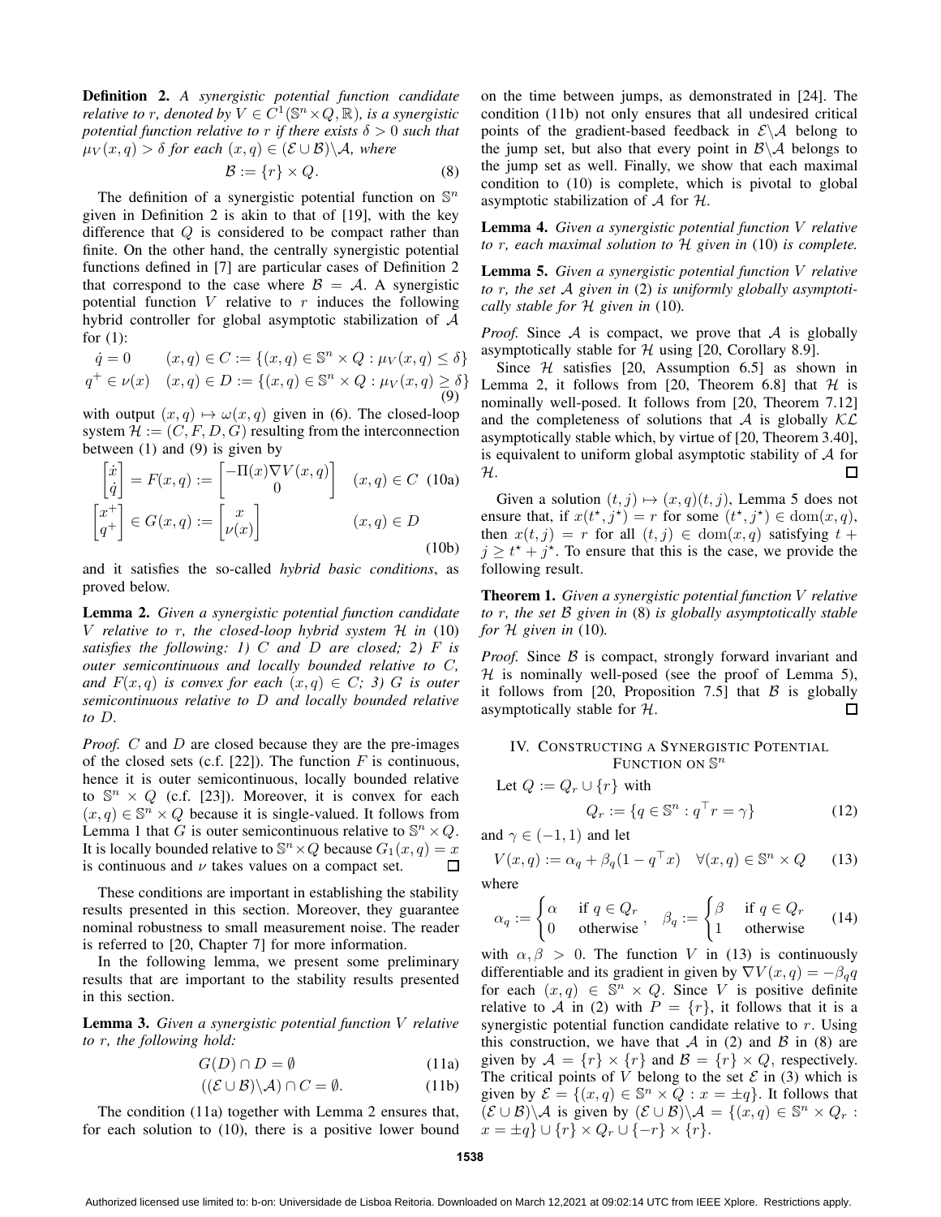**Definition 2.** *A synergistic potential function candidate relative to* $r$*, denoted by* $V \in C^1(\mathbb{S}^n \times Q, \mathbb{R})$*, is a synergistic potential function relative to* $r$ *if there exists* $\delta > 0$ *such that* $\mu_V(x,q) > \delta$ *for each* $(x,q) \in (\mathcal{E} \cup \mathcal{B}) \backslash \mathcal{A}$*, where*

$$\mathcal{B} := \{r\} \times Q. \tag{8}$$

The definition of a synergistic potential function on $\mathbb{S}^n$ given in Definition 2 is akin to that of [19], with the key difference that $Q$ is considered to be compact rather than finite. On the other hand, the centrally synergistic potential functions defined in [7] are particular cases of Definition 2 that correspond to the case where $\mathcal{B} = \mathcal{A}$. A synergistic potential function $V$ relative to $r$ induces the following hybrid controller for global asymptotic stabilization of $\mathcal{A}$ for (1):

$$\begin{aligned} \dot{q} &= 0 \qquad (x,q) \in C := \{(x,q) \in \mathbb{S}^n \times Q : \mu_V(x,q) \leq \delta\} \\ q^+ &\in \nu(x) \quad (x,q) \in D := \{(x,q) \in \mathbb{S}^n \times Q : \mu_V(x,q) \geq \delta\} \end{aligned} \tag{9}$$

with output $(x,q) \mapsto \omega(x,q)$ given in (6). The closed-loop system $\mathcal{H} := (C, F, D, G)$ resulting from the interconnection between (1) and (9) is given by

$$\begin{bmatrix} \dot{x} \\ \dot{q} \end{bmatrix} = F(x,q) := \begin{bmatrix} -\Pi(x)\nabla V(x,q) \\ 0 \end{bmatrix} \quad (x,q) \in C \tag{10a}$$

$$\begin{bmatrix} x^+ \\ q^+ \end{bmatrix} \in G(x,q) := \begin{bmatrix} x \\ \nu(x) \end{bmatrix} \qquad (x,q) \in D \tag{10b}$$

and it satisfies the so-called *hybrid basic conditions*, as proved below.

**Lemma 2.** *Given a synergistic potential function candidate* $V$ *relative to* $r$*, the closed-loop hybrid system* $\mathcal{H}$ *in* (10) *satisfies the following: 1)* $C$ *and* $D$ *are closed; 2)* $F$ *is outer semicontinuous and locally bounded relative to* $C$*, and* $F(x,q)$ *is convex for each* $(x,q) \in C$*; 3)* $G$ *is outer semicontinuous relative to* $D$ *and locally bounded relative to* $D$*.*

*Proof.* $C$ and $D$ are closed because they are the pre-images of the closed sets (c.f. [22]). The function $F$ is continuous, hence it is outer semicontinuous, locally bounded relative to $\mathbb{S}^n \times Q$ (c.f. [23]). Moreover, it is convex for each $(x,q) \in \mathbb{S}^n \times Q$ because it is single-valued. It follows from Lemma 1 that $G$ is outer semicontinuous relative to $\mathbb{S}^n \times Q$. It is locally bounded relative to $\mathbb{S}^n \times Q$ because $G_1(x,q) = x$ is continuous and $\nu$ takes values on a compact set. ◻

These conditions are important in establishing the stability results presented in this section. Moreover, they guarantee nominal robustness to small measurement noise. The reader is referred to [20, Chapter 7] for more information.

In the following lemma, we present some preliminary results that are important to the stability results presented in this section.

**Lemma 3.** *Given a synergistic potential function* $V$ *relative to* $r$*, the following hold:*

$$G(D) \cap D = \emptyset \tag{11a}$$

$$((\mathcal{E} \cup \mathcal{B}) \backslash \mathcal{A}) \cap C = \emptyset. \tag{11b}$$

The condition (11a) together with Lemma 2 ensures that, for each solution to (10), there is a positive lower bound on the time between jumps, as demonstrated in [24]. The condition (11b) not only ensures that all undesired critical points of the gradient-based feedback in $\mathcal{E} \backslash \mathcal{A}$ belong to the jump set, but also that every point in $\mathcal{B} \backslash \mathcal{A}$ belongs to the jump set as well. Finally, we show that each maximal condition to (10) is complete, which is pivotal to global asymptotic stabilization of $\mathcal{A}$ for $\mathcal{H}$.

**Lemma 4.** *Given a synergistic potential function* $V$ *relative to* $r$*, each maximal solution to* $\mathcal{H}$ *given in* (10) *is complete.*

**Lemma 5.** *Given a synergistic potential function* $V$ *relative to* $r$*, the set* $\mathcal{A}$ *given in* (2) *is uniformly globally asymptotically stable for* $\mathcal{H}$ *given in* (10)*.*

*Proof.* Since $\mathcal{A}$ is compact, we prove that $\mathcal{A}$ is globally asymptotically stable for $\mathcal{H}$ using [20, Corollary 8.9].

Since $\mathcal{H}$ satisfies [20, Assumption 6.5] as shown in Lemma 2, it follows from [20, Theorem 6.8] that $\mathcal{H}$ is nominally well-posed. It follows from [20, Theorem 7.12] and the completeness of solutions that $\mathcal{A}$ is globally $\mathcal{KL}$ asymptotically stable which, by virtue of [20, Theorem 3.40], is equivalent to uniform global asymptotic stability of $\mathcal{A}$ for $\mathcal{H}$. ◻

Given a solution $(t,j) \mapsto (x,q)(t,j)$, Lemma 5 does not ensure that, if $x(t^\star, j^\star) = r$ for some $(t^\star, j^\star) \in \operatorname{dom}(x,q)$, then $x(t,j) = r$ for all $(t,j) \in \operatorname{dom}(x,q)$ satisfying $t + j \geq t^\star + j^\star$. To ensure that this is the case, we provide the following result.

**Theorem 1.** *Given a synergistic potential function* $V$ *relative to* $r$*, the set* $\mathcal{B}$ *given in* (8) *is globally asymptotically stable for* $\mathcal{H}$ *given in* (10)*.*

*Proof.* Since $\mathcal{B}$ is compact, strongly forward invariant and $\mathcal{H}$ is nominally well-posed (see the proof of Lemma 5), it follows from [20, Proposition 7.5] that $\mathcal{B}$ is globally asymptotically stable for $\mathcal{H}$. ◻

## IV. Constructing a Synergistic Potential Function on $\mathbb{S}^n$

Let $Q := Q_r \cup \{r\}$ with

$$Q_r := \{q \in \mathbb{S}^n : q^\top r = \gamma\} \tag{12}$$

and $\gamma \in (-1, 1)$ and let

$$V(x,q) := \alpha_q + \beta_q(1 - q^\top x) \quad \forall (x,q) \in \mathbb{S}^n \times Q \tag{13}$$

where

$$\alpha_q := \begin{cases} \alpha & \text{if } q \in Q_r \\ 0 & \text{otherwise} \end{cases}, \quad \beta_q := \begin{cases} \beta & \text{if } q \in Q_r \\ 1 & \text{otherwise} \end{cases} \tag{14}$$

with $\alpha, \beta > 0$. The function $V$ in (13) is continuously differentiable and its gradient in given by $\nabla V(x,q) = -\beta_q q$ for each $(x,q) \in \mathbb{S}^n \times Q$. Since $V$ is positive definite relative to $\mathcal{A}$ in (2) with $P = \{r\}$, it follows that it is a synergistic potential function candidate relative to $r$. Using this construction, we have that $\mathcal{A}$ in (2) and $\mathcal{B}$ in (8) are given by $\mathcal{A} = \{r\} \times \{r\}$ and $\mathcal{B} = \{r\} \times Q$, respectively. The critical points of $V$ belong to the set $\mathcal{E}$ in (3) which is given by $\mathcal{E} = \{(x,q) \in \mathbb{S}^n \times Q : x = \pm q\}$. It follows that $(\mathcal{E} \cup \mathcal{B}) \backslash \mathcal{A}$ is given by $(\mathcal{E} \cup \mathcal{B}) \backslash \mathcal{A} = \{(x,q) \in \mathbb{S}^n \times Q_r : x = \pm q\} \cup \{r\} \times Q_r \cup \{-r\} \times \{r\}$.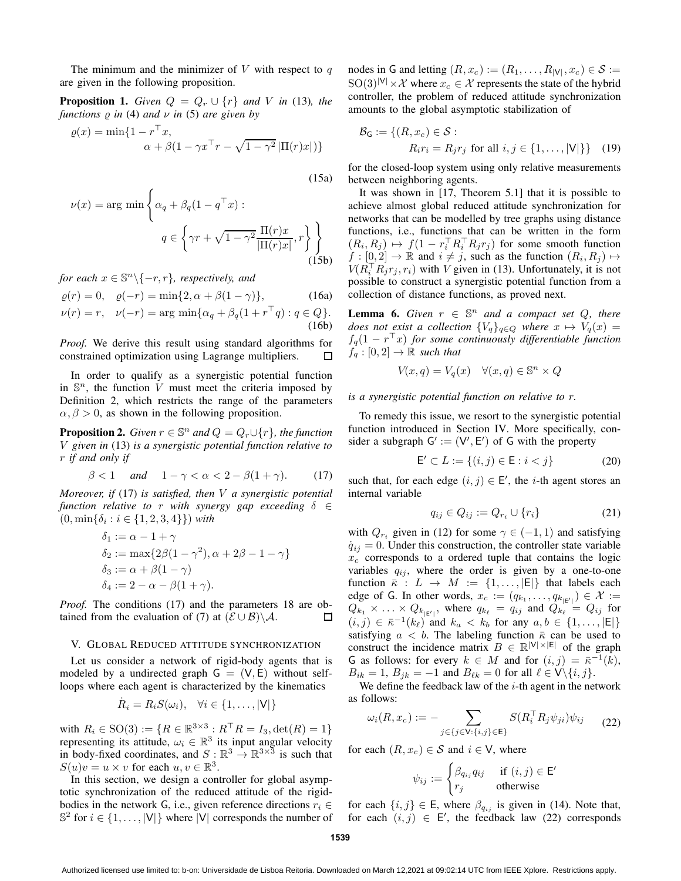The minimum and the minimizer of $V$ with respect to $q$ are given in the following proposition.

**Proposition 1.** *Given $Q = Q_r \cup \{r\}$ and $V$ in* (13)*, the functions $\varrho$ in* (4) *and $\nu$ in* (5) *are given by*

$$\varrho(x) = \min\{1 - r^\top x, \\ \alpha + \beta(1 - \gamma x^\top r - \sqrt{1-\gamma^2}\,|\Pi(r)x|)\} \tag{15a}$$

$$\nu(x) = \arg\min\left\{\alpha_q + \beta_q(1 - q^\top x) : \\ q \in \left\{\gamma r + \sqrt{1-\gamma^2}\frac{\Pi(r)x}{|\Pi(r)x|}, r\right\}\right\} \tag{15b}$$

*for each $x \in \mathbb{S}^n \backslash \{-r, r\}$, respectively, and*

$$\varrho(r) = 0, \quad \varrho(-r) = \min\{2, \alpha + \beta(1-\gamma)\}, \tag{16a}$$

$$\nu(r) = r, \quad \nu(-r) = \arg\min\{\alpha_q + \beta_q(1 + r^\top q) : q \in Q\}. \tag{16b}$$

*Proof.* We derive this result using standard algorithms for constrained optimization using Lagrange multipliers. $\square$

In order to qualify as a synergistic potential function in $\mathbb{S}^n$, the function $V$ must meet the criteria imposed by Definition 2, which restricts the range of the parameters $\alpha, \beta > 0$, as shown in the following proposition.

**Proposition 2.** *Given $r \in \mathbb{S}^n$ and $Q = Q_r \cup \{r\}$, the function $V$ given in* (13) *is a synergistic potential function relative to $r$ if and only if*

$$\beta < 1 \quad \text{and} \quad 1 - \gamma < \alpha < 2 - \beta(1+\gamma). \tag{17}$$

*Moreover, if* (17) *is satisfied, then $V$ a synergistic potential function relative to $r$ with synergy gap exceeding $\delta \in (0, \min\{\delta_i : i \in \{1,2,3,4\}\})$ with*

$$\begin{aligned}
\delta_1 &:= \alpha - 1 + \gamma \\
\delta_2 &:= \max\{2\beta(1-\gamma^2), \alpha + 2\beta - 1 - \gamma\} \\
\delta_3 &:= \alpha + \beta(1-\gamma) \\
\delta_4 &:= 2 - \alpha - \beta(1+\gamma).
\end{aligned}$$

*Proof.* The conditions (17) and the parameters 18 are obtained from the evaluation of (7) at $(\mathcal{E} \cup \mathcal{B}) \backslash \mathcal{A}$. $\square$

## V. Global Reduced attitude synchronization

Let us consider a network of rigid-body agents that is modeled by a undirected graph $\mathsf{G} = (\mathsf{V}, \mathsf{E})$ without self-loops where each agent is characterized by the kinematics

$$\dot{R}_i = R_i S(\omega_i), \quad \forall i \in \{1, \ldots, |\mathsf{V}|\}$$

with $R_i \in \mathrm{SO}(3) := \{R \in \mathbb{R}^{3\times 3} : R^\top R = I_3, \det(R) = 1\}$ representing its attitude, $\omega_i \in \mathbb{R}^3$ its input angular velocity in body-fixed coordinates, and $S : \mathbb{R}^3 \to \mathbb{R}^{3\times 3}$ is such that $S(u)v = u \times v$ for each $u, v \in \mathbb{R}^3$.

In this section, we design a controller for global asymptotic synchronization of the reduced attitude of the rigid-bodies in the network $\mathsf{G}$, i.e., given reference directions $r_i \in \mathbb{S}^2$ for $i \in \{1, \ldots, |\mathsf{V}|\}$ where $|\mathsf{V}|$ corresponds the number of nodes in $\mathsf{G}$ and letting $(R, x_c) := (R_1, \ldots, R_{|\mathsf{V}|}, x_c) \in \mathcal{S} := \mathrm{SO}(3)^{|\mathsf{V}|} \times \mathcal{X}$ where $x_c \in \mathcal{X}$ represents the state of the hybrid controller, the problem of reduced attitude synchronization amounts to the global asymptotic stabilization of

$$\mathcal{B}_{\mathsf{G}} := \{(R, x_c) \in \mathcal{S} : \\ R_i r_i = R_j r_j \text{ for all } i, j \in \{1, \ldots, |\mathsf{V}|\}\} \tag{19}$$

for the closed-loop system using only relative measurements between neighboring agents.

It was shown in [17, Theorem 5.1] that it is possible to achieve almost global reduced attitude synchronization for networks that can be modelled by tree graphs using distance functions, i.e., functions that can be written in the form $(R_i, R_j) \mapsto f(1 - r_i^\top R_i^\top R_j r_j)$ for some smooth function $f : [0, 2] \to \mathbb{R}$ and $i \neq j$, such as the function $(R_i, R_j) \mapsto V(R_i^\top R_j r_j, r_i)$ with $V$ given in (13). Unfortunately, it is not possible to construct a synergistic potential function from a collection of distance functions, as proved next.

**Lemma 6.** *Given $r \in \mathbb{S}^n$ and a compact set $Q$, there does not exist a collection $\{V_q\}_{q \in Q}$ where $x \mapsto V_q(x) = f_q(1 - r^\top x)$ for some continuously differentiable function $f_q : [0, 2] \to \mathbb{R}$ such that*

$$V(x, q) = V_q(x) \quad \forall (x, q) \in \mathbb{S}^n \times Q$$

*is a synergistic potential function on relative to $r$.*

To remedy this issue, we resort to the synergistic potential function introduced in Section IV. More specifically, consider a subgraph $\mathsf{G}' := (\mathsf{V}', \mathsf{E}')$ of $\mathsf{G}$ with the property

$$\mathsf{E}' \subset L := \{(i, j) \in \mathsf{E} : i < j\} \tag{20}$$

such that, for each edge $(i, j) \in \mathsf{E}'$, the $i$-th agent stores an internal variable

$$q_{ij} \in Q_{ij} := Q_{r_i} \cup \{r_i\} \tag{21}$$

with $Q_{r_i}$ given in (12) for some $\gamma \in (-1, 1)$ and satisfying $\dot{q}_{ij} = 0$. Under this construction, the controller state variable $x_c$ corresponds to a ordered tuple that contains the logic variables $q_{ij}$, where the order is given by a one-to-one function $\bar{\kappa} : L \to M := \{1, \ldots, |\mathsf{E}|\}$ that labels each edge of $\mathsf{G}$. In other words, $x_c := (q_{k_1}, \ldots, q_{k_{|\mathsf{E}'|}}) \in \mathcal{X} := Q_{k_1} \times \ldots \times Q_{k_{|\mathsf{E}'|}}$, where $q_{k_\ell} = q_{ij}$ and $Q_{k_\ell} = Q_{ij}$ for $(i, j) \in \bar{\kappa}^{-1}(k_\ell)$ and $k_a < k_b$ for any $a, b \in \{1, \ldots, |\mathsf{E}|\}$ satisfying $a < b$. The labeling function $\bar{\kappa}$ can be used to construct the incidence matrix $B \in \mathbb{R}^{|\mathsf{V}| \times |\mathsf{E}|}$ of the graph $\mathsf{G}$ as follows: for every $k \in M$ and for $(i, j) = \bar{\kappa}^{-1}(k)$, $B_{ik} = 1$, $B_{jk} = -1$ and $B_{\ell k} = 0$ for all $\ell \in \mathsf{V} \backslash \{i, j\}$.

We define the feedback law of the $i$-th agent in the network as follows:

$$\omega_i(R, x_c) := -\sum_{j \in \{j \in \mathsf{V} : \{i,j\} \in \mathsf{E}\}} S(R_i^\top R_j \psi_{ji})\psi_{ij} \tag{22}$$

for each $(R, x_c) \in \mathcal{S}$ and $i \in \mathsf{V}$, where

$$\psi_{ij} := \begin{cases} \beta_{q_{ij}} q_{ij} & \text{if } (i, j) \in \mathsf{E}' \\ r_j & \text{otherwise} \end{cases}$$

for each $\{i, j\} \in \mathsf{E}$, where $\beta_{q_{ij}}$ is given in (14). Note that, for each $(i, j) \in \mathsf{E}'$, the feedback law (22) corresponds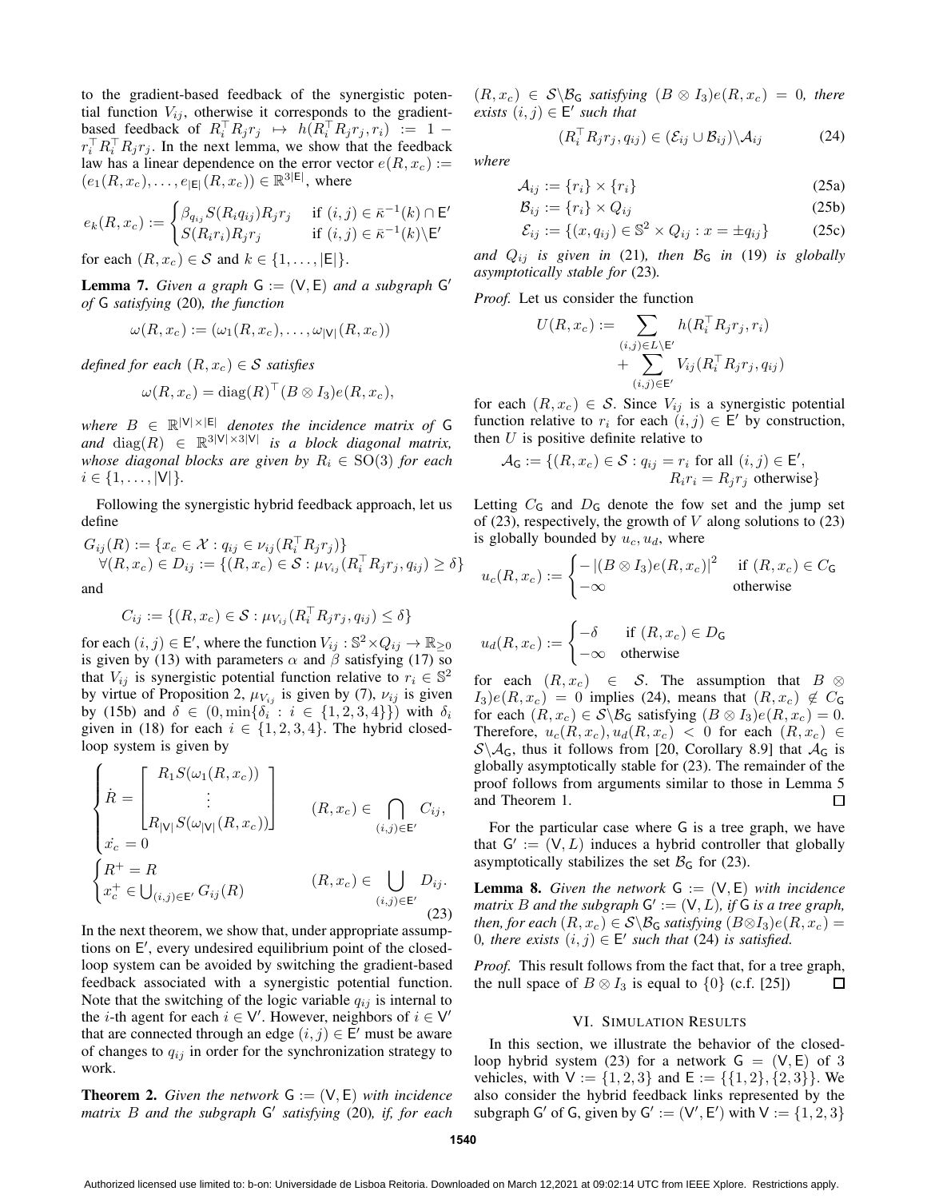to the gradient-based feedback of the synergistic potential function $V_{ij}$, otherwise it corresponds to the gradient-based feedback of $R_i^\top R_j r_j \mapsto h(R_i^\top R_j r_j, r_i) := 1 - r_i^\top R_i^\top R_j r_j$. In the next lemma, we show that the feedback law has a linear dependence on the error vector $e(R, x_c) := (e_1(R, x_c), \ldots, e_{|\mathsf{E}|}(R, x_c)) \in \mathbb{R}^{3|\mathsf{E}|}$, where

$$e_k(R, x_c) := \begin{cases} \beta_{q_{ij}} S(R_i q_{ij}) R_j r_j & \text{if } (i,j) \in \bar{\kappa}^{-1}(k) \cap \mathsf{E}' \\ S(R_i r_i) R_j r_j & \text{if } (i,j) \in \bar{\kappa}^{-1}(k) \backslash \mathsf{E}' \end{cases}$$

for each $(R, x_c) \in \mathcal{S}$ and $k \in \{1, \ldots, |\mathsf{E}|\}$.

**Lemma 7.** *Given a graph $\mathsf{G} := (\mathsf{V}, \mathsf{E})$ and a subgraph $\mathsf{G}'$ of $\mathsf{G}$ satisfying* (20)*, the function*

$$\omega(R, x_c) := (\omega_1(R, x_c), \ldots, \omega_{|\mathsf{V}|}(R, x_c))$$

*defined for each $(R, x_c) \in \mathcal{S}$ satisfies*

$$\omega(R, x_c) = \operatorname{diag}(R)^\top (B \otimes I_3) e(R, x_c),$$

*where $B \in \mathbb{R}^{|\mathsf{V}| \times |\mathsf{E}|}$ denotes the incidence matrix of $\mathsf{G}$ and $\operatorname{diag}(R) \in \mathbb{R}^{3|\mathsf{V}| \times 3|\mathsf{V}|}$ is a block diagonal matrix, whose diagonal blocks are given by $R_i \in \mathrm{SO}(3)$ for each $i \in \{1, \ldots, |\mathsf{V}|\}$.*

Following the synergistic hybrid feedback approach, let us define

$$G_{ij}(R) := \{x_c \in \mathcal{X} : q_{ij} \in \nu_{ij}(R_i^\top R_j r_j)\}$$
$$\forall (R, x_c) \in D_{ij} := \{(R, x_c) \in \mathcal{S} : \mu_{V_{ij}}(R_i^\top R_j r_j, q_{ij}) \geq \delta\}$$

and

$$C_{ij} := \{(R, x_c) \in \mathcal{S} : \mu_{V_{ij}}(R_i^\top R_j r_j, q_{ij}) \leq \delta\}$$

for each $(i,j) \in \mathsf{E}'$, where the function $V_{ij} : \mathbb{S}^2 \times Q_{ij} \to \mathbb{R}_{\geq 0}$ is given by (13) with parameters $\alpha$ and $\beta$ satisfying (17) so that $V_{ij}$ is synergistic potential function relative to $r_i \in \mathbb{S}^2$ by virtue of Proposition 2, $\mu_{V_{ij}}$ is given by (7), $\nu_{ij}$ is given by (15b) and $\delta \in (0, \min\{\delta_i : i \in \{1,2,3,4\}\})$ with $\delta_i$ given in (18) for each $i \in \{1,2,3,4\}$. The hybrid closed-loop system is given by

$$\begin{cases} \dot{R} = \begin{bmatrix} R_1 S(\omega_1(R, x_c)) \\ \vdots \\ R_{|\mathsf{V}|} S(\omega_{|\mathsf{V}|}(R, x_c)) \end{bmatrix} & (R, x_c) \in \bigcap_{(i,j) \in \mathsf{E}'} C_{ij}, \\ \dot{x_c} = 0 & \\ \begin{cases} R^+ = R \\ x_c^+ \in \bigcup_{(i,j) \in \mathsf{E}'} G_{ij}(R) \end{cases} & (R, x_c) \in \bigcup_{(i,j) \in \mathsf{E}'} D_{ij}. \end{cases} \tag{23}$$

In the next theorem, we show that, under appropriate assumptions on $\mathsf{E}'$, every undesired equilibrium point of the closed-loop system can be avoided by switching the gradient-based feedback associated with a synergistic potential function. Note that the switching of the logic variable $q_{ij}$ is internal to the $i$-th agent for each $i \in \mathsf{V}'$. However, neighbors of $i \in \mathsf{V}'$ that are connected through an edge $(i,j) \in \mathsf{E}'$ must be aware of changes to $q_{ij}$ in order for the synchronization strategy to work.

**Theorem 2.** *Given the network $\mathsf{G} := (\mathsf{V}, \mathsf{E})$ with incidence matrix $B$ and the subgraph $\mathsf{G}'$ satisfying* (20)*, if, for each $(R, x_c) \in \mathcal{S} \backslash \mathcal{B}_{\mathsf{G}}$ satisfying $(B \otimes I_3) e(R, x_c) = 0$, there exists $(i,j) \in \mathsf{E}'$ such that*

$$(R_i^\top R_j r_j, q_{ij}) \in (\mathcal{E}_{ij} \cup \mathcal{B}_{ij}) \backslash \mathcal{A}_{ij} \tag{24}$$

*where*

$$\mathcal{A}_{ij} := \{r_i\} \times \{r_i\} \tag{25a}$$
$$\mathcal{B}_{ij} := \{r_i\} \times Q_{ij} \tag{25b}$$
$$\mathcal{E}_{ij} := \{(x, q_{ij}) \in \mathbb{S}^2 \times Q_{ij} : x = \pm q_{ij}\} \tag{25c}$$

*and $Q_{ij}$ is given in* (21)*, then $\mathcal{B}_{\mathsf{G}}$ in* (19) *is globally asymptotically stable for* (23)*.*

*Proof.* Let us consider the function

$$U(R, x_c) := \sum_{(i,j) \in L \backslash \mathsf{E}'} h(R_i^\top R_j r_j, r_i) + \sum_{(i,j) \in \mathsf{E}'} V_{ij}(R_i^\top R_j r_j, q_{ij})$$

for each $(R, x_c) \in \mathcal{S}$. Since $V_{ij}$ is a synergistic potential function relative to $r_i$ for each $(i,j) \in \mathsf{E}'$ by construction, then $U$ is positive definite relative to

$$\mathcal{A}_{\mathsf{G}} := \{(R, x_c) \in \mathcal{S} : q_{ij} = r_i \text{ for all } (i,j) \in \mathsf{E}',$$
$$R_i r_i = R_j r_j \text{ otherwise}\}$$

Letting $C_{\mathsf{G}}$ and $D_{\mathsf{G}}$ denote the fow set and the jump set of (23), respectively, the growth of $V$ along solutions to (23) is globally bounded by $u_c, u_d$, where

$$u_c(R, x_c) := \begin{cases} -|(B \otimes I_3) e(R, x_c)|^2 & \text{if } (R, x_c) \in C_{\mathsf{G}} \\ -\infty & \text{otherwise} \end{cases}$$

$$u_d(R, x_c) := \begin{cases} -\delta & \text{if } (R, x_c) \in D_{\mathsf{G}} \\ -\infty & \text{otherwise} \end{cases}$$

for each $(R, x_c) \in \mathcal{S}$. The assumption that $B \otimes I_3) e(R, x_c) = 0$ implies (24), means that $(R, x_c) \notin C_{\mathsf{G}}$ for each $(R, x_c) \in \mathcal{S} \backslash \mathcal{B}_{\mathsf{G}}$ satisfying $(B \otimes I_3) e(R, x_c) = 0$. Therefore, $u_c(R, x_c), u_d(R, x_c) < 0$ for each $(R, x_c) \in \mathcal{S} \backslash \mathcal{A}_{\mathsf{G}}$, thus it follows from [20, Corollary 8.9] that $\mathcal{A}_{\mathsf{G}}$ is globally asymptotically stable for (23). The remainder of the proof follows from arguments similar to those in Lemma 5 and Theorem 1. □

For the particular case where $\mathsf{G}$ is a tree graph, we have that $\mathsf{G}' := (\mathsf{V}, L)$ induces a hybrid controller that globally asymptotically stabilizes the set $\mathcal{B}_{\mathsf{G}}$ for (23).

**Lemma 8.** *Given the network $\mathsf{G} := (\mathsf{V}, \mathsf{E})$ with incidence matrix $B$ and the subgraph $\mathsf{G}' := (\mathsf{V}, L)$, if $\mathsf{G}$ is a tree graph, then, for each $(R, x_c) \in \mathcal{S} \backslash \mathcal{B}_{\mathsf{G}}$ satisfying $(B \otimes I_3) e(R, x_c) = 0$, there exists $(i,j) \in \mathsf{E}'$ such that* (24) *is satisfied.*

*Proof.* This result follows from the fact that, for a tree graph, the null space of $B \otimes I_3$ is equal to $\{0\}$ (c.f. [25]) □

## VI. Simulation Results

In this section, we illustrate the behavior of the closed-loop hybrid system (23) for a network $\mathsf{G} = (\mathsf{V}, \mathsf{E})$ of 3 vehicles, with $\mathsf{V} := \{1, 2, 3\}$ and $\mathsf{E} := \{\{1,2\}, \{2,3\}\}$. We also consider the hybrid feedback links represented by the subgraph $\mathsf{G}'$ of $\mathsf{G}$, given by $\mathsf{G}' := (\mathsf{V}', \mathsf{E}')$ with $\mathsf{V} := \{1, 2, 3\}$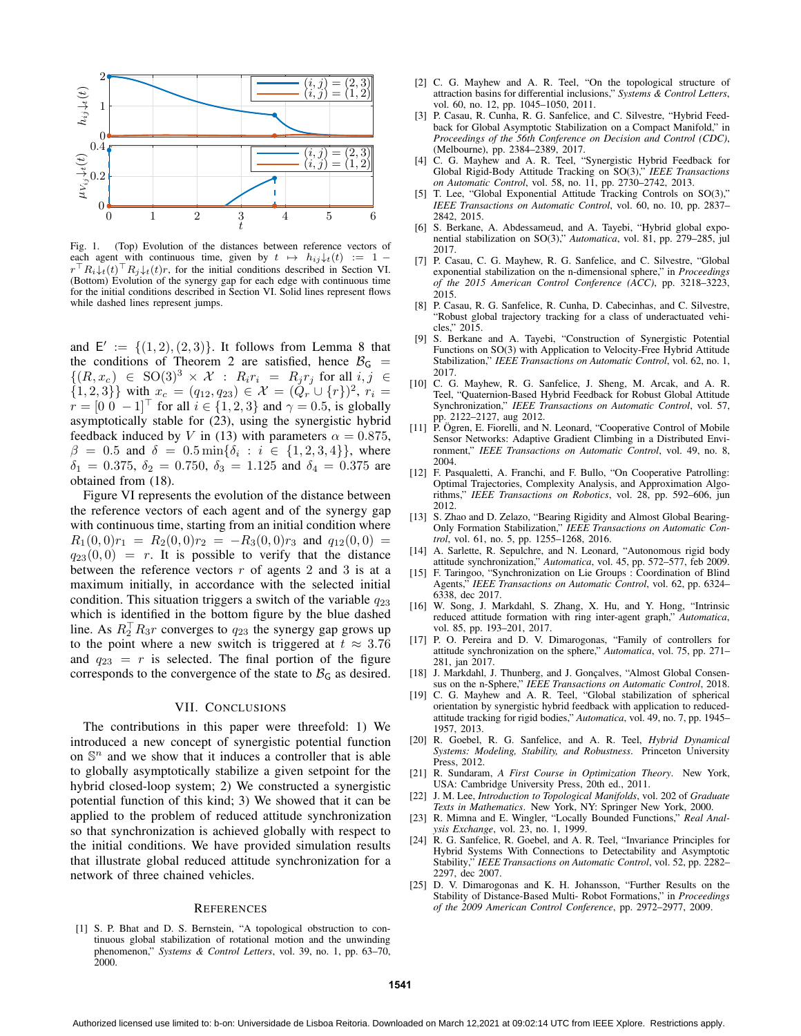$h_{ij}\downarrow_t(t)$

2

1

0

$(i,j) = (2,3)$
$(i,j) = (1,2)$

$\mu_{V_{ij}}\downarrow_t(t)$

0.4

0.2

0

$(i,j) = (2,3)$
$(i,j) = (1,2)$

0 1 2 3 4 5 6

$t$

Fig. 1. (Top) Evolution of the distances between reference vectors of each agent with continuous time, given by $t \mapsto h_{ij}\downarrow_t(t) := 1 - r^\top R_i\downarrow_t(t)^\top R_j\downarrow_t(t)r$, for the initial conditions described in Section VI. (Bottom) Evolution of the synergy gap for each edge with continuous time for the initial conditions described in Section VI. Solid lines represent flows while dashed lines represent jumps.

and $\mathsf{E}' := \{(1,2),(2,3)\}$. It follows from Lemma 8 that the conditions of Theorem 2 are satisfied, hence $\mathcal{B}_\mathsf{G} = \{(R,x_c) \in \mathrm{SO}(3)^3 \times \mathcal{X} : R_i r_i = R_j r_j \text{ for all } i,j \in \{1,2,3\}\}$ with $x_c = (q_{12}, q_{23}) \in \mathcal{X} = (Q_r \cup \{r\})^2$, $r_i = r = [0\ 0\ -1]^\top$ for all $i \in \{1,2,3\}$ and $\gamma = 0.5$, is globally asymptotically stable for (23), using the synergistic hybrid feedback induced by $V$ in (13) with parameters $\alpha = 0.875$, $\beta = 0.5$ and $\delta = 0.5\min\{\delta_i : i \in \{1,2,3,4\}\}$, where $\delta_1 = 0.375$, $\delta_2 = 0.750$, $\delta_3 = 1.125$ and $\delta_4 = 0.375$ are obtained from (18).

Figure VI represents the evolution of the distance between the reference vectors of each agent and of the synergy gap with continuous time, starting from an initial condition where $R_1(0,0)r_1 = R_2(0,0)r_2 = -R_3(0,0)r_3$ and $q_{12}(0,0) = q_{23}(0,0) = r$. It is possible to verify that the distance between the reference vectors $r$ of agents 2 and 3 is at a maximum initially, in accordance with the selected initial condition. This situation triggers a switch of the variable $q_{23}$ which is identified in the bottom figure by the blue dashed line. As $R_2^\top R_3 r$ converges to $q_{23}$ the synergy gap grows up to the point where a new switch is triggered at $t \approx 3.76$ and $q_{23} = r$ is selected. The final portion of the figure corresponds to the convergence of the state to $\mathcal{B}_\mathsf{G}$ as desired.

## VII. Conclusions

The contributions in this paper were threefold: 1) We introduced a new concept of synergistic potential function on $\mathbb{S}^n$ and we show that it induces a controller that is able to globally asymptotically stabilize a given setpoint for the hybrid closed-loop system; 2) We constructed a synergistic potential function of this kind; 3) We showed that it can be applied to the problem of reduced attitude synchronization so that synchronization is achieved globally with respect to the initial conditions. We have provided simulation results that illustrate global reduced attitude synchronization for a network of three chained vehicles.

## References

[1] S. P. Bhat and D. S. Bernstein, "A topological obstruction to continuous global stabilization of rotational motion and the unwinding phenomenon," *Systems & Control Letters*, vol. 39, no. 1, pp. 63–70, 2000.

[2] C. G. Mayhew and A. R. Teel, "On the topological structure of attraction basins for differential inclusions," *Systems & Control Letters*, vol. 60, no. 12, pp. 1045–1050, 2011.

[3] P. Casau, R. Cunha, R. G. Sanfelice, and C. Silvestre, "Hybrid Feedback for Global Asymptotic Stabilization on a Compact Manifold," in *Proceedings of the 56th Conference on Decision and Control (CDC)*, (Melbourne), pp. 2384–2389, 2017.

[4] C. G. Mayhew and A. R. Teel, "Synergistic Hybrid Feedback for Global Rigid-Body Attitude Tracking on SO(3)," *IEEE Transactions on Automatic Control*, vol. 58, no. 11, pp. 2730–2742, 2013.

[5] T. Lee, "Global Exponential Attitude Tracking Controls on SO(3)," *IEEE Transactions on Automatic Control*, vol. 60, no. 10, pp. 2837–2842, 2015.

[6] S. Berkane, A. Abdessameud, and A. Tayebi, "Hybrid global exponential stabilization on SO(3)," *Automatica*, vol. 81, pp. 279–285, jul 2017.

[7] P. Casau, C. G. Mayhew, R. G. Sanfelice, and C. Silvestre, "Global exponential stabilization on the n-dimensional sphere," in *Proceedings of the 2015 American Control Conference (ACC)*, pp. 3218–3223, 2015.

[8] P. Casau, R. G. Sanfelice, R. Cunha, D. Cabecinhas, and C. Silvestre, "Robust global trajectory tracking for a class of underactuated vehicles," 2015.

[9] S. Berkane and A. Tayebi, "Construction of Synergistic Potential Functions on SO(3) with Application to Velocity-Free Hybrid Attitude Stabilization," *IEEE Transactions on Automatic Control*, vol. 62, no. 1, 2017.

[10] C. G. Mayhew, R. G. Sanfelice, J. Sheng, M. Arcak, and A. R. Teel, "Quaternion-Based Hybrid Feedback for Robust Global Attitude Synchronization," *IEEE Transactions on Automatic Control*, vol. 57, pp. 2122–2127, aug 2012.

[11] P. Ögren, E. Fiorelli, and N. Leonard, "Cooperative Control of Mobile Sensor Networks: Adaptive Gradient Climbing in a Distributed Environment," *IEEE Transactions on Automatic Control*, vol. 49, no. 8, 2004.

[12] F. Pasqualetti, A. Franchi, and F. Bullo, "On Cooperative Patrolling: Optimal Trajectories, Complexity Analysis, and Approximation Algorithms," *IEEE Transactions on Robotics*, vol. 28, pp. 592–606, jun 2012.

[13] S. Zhao and D. Zelazo, "Bearing Rigidity and Almost Global Bearing-Only Formation Stabilization," *IEEE Transactions on Automatic Control*, vol. 61, no. 5, pp. 1255–1268, 2016.

[14] A. Sarlette, R. Sepulchre, and N. Leonard, "Autonomous rigid body attitude synchronization," *Automatica*, vol. 45, pp. 572–577, feb 2009.

[15] F. Taringoo, "Synchronization on Lie Groups : Coordination of Blind Agents," *IEEE Transactions on Automatic Control*, vol. 62, pp. 6324–6338, dec 2017.

[16] W. Song, J. Markdahl, S. Zhang, X. Hu, and Y. Hong, "Intrinsic reduced attitude formation with ring inter-agent graph," *Automatica*, vol. 85, pp. 193–201, 2017.

[17] P. O. Pereira and D. V. Dimarogonas, "Family of controllers for attitude synchronization on the sphere," *Automatica*, vol. 75, pp. 271–281, jan 2017.

[18] J. Markdahl, J. Thunberg, and J. Gonçalves, "Almost Global Consensus on the n-Sphere," *IEEE Transactions on Automatic Control*, 2018.

[19] C. G. Mayhew and A. R. Teel, "Global stabilization of spherical orientation by synergistic hybrid feedback with application to reduced-attitude tracking for rigid bodies," *Automatica*, vol. 49, no. 7, pp. 1945–1957, 2013.

[20] R. Goebel, R. G. Sanfelice, and A. R. Teel, *Hybrid Dynamical Systems: Modeling, Stability, and Robustness*. Princeton University Press, 2012.

[21] R. Sundaram, *A First Course in Optimization Theory*. New York, USA: Cambridge University Press, 20th ed., 2011.

[22] J. M. Lee, *Introduction to Topological Manifolds*, vol. 202 of *Graduate Texts in Mathematics*. New York, NY: Springer New York, 2000.

[23] R. Mimna and E. Wingler, "Locally Bounded Functions," *Real Analysis Exchange*, vol. 23, no. 1, 1999.

[24] R. G. Sanfelice, R. Goebel, and A. R. Teel, "Invariance Principles for Hybrid Systems With Connections to Detectability and Asymptotic Stability," *IEEE Transactions on Automatic Control*, vol. 52, pp. 2282–2297, dec 2007.

[25] D. V. Dimarogonas and K. H. Johansson, "Further Results on the Stability of Distance-Based Multi- Robot Formations," in *Proceedings of the 2009 American Control Conference*, pp. 2972–2977, 2009.